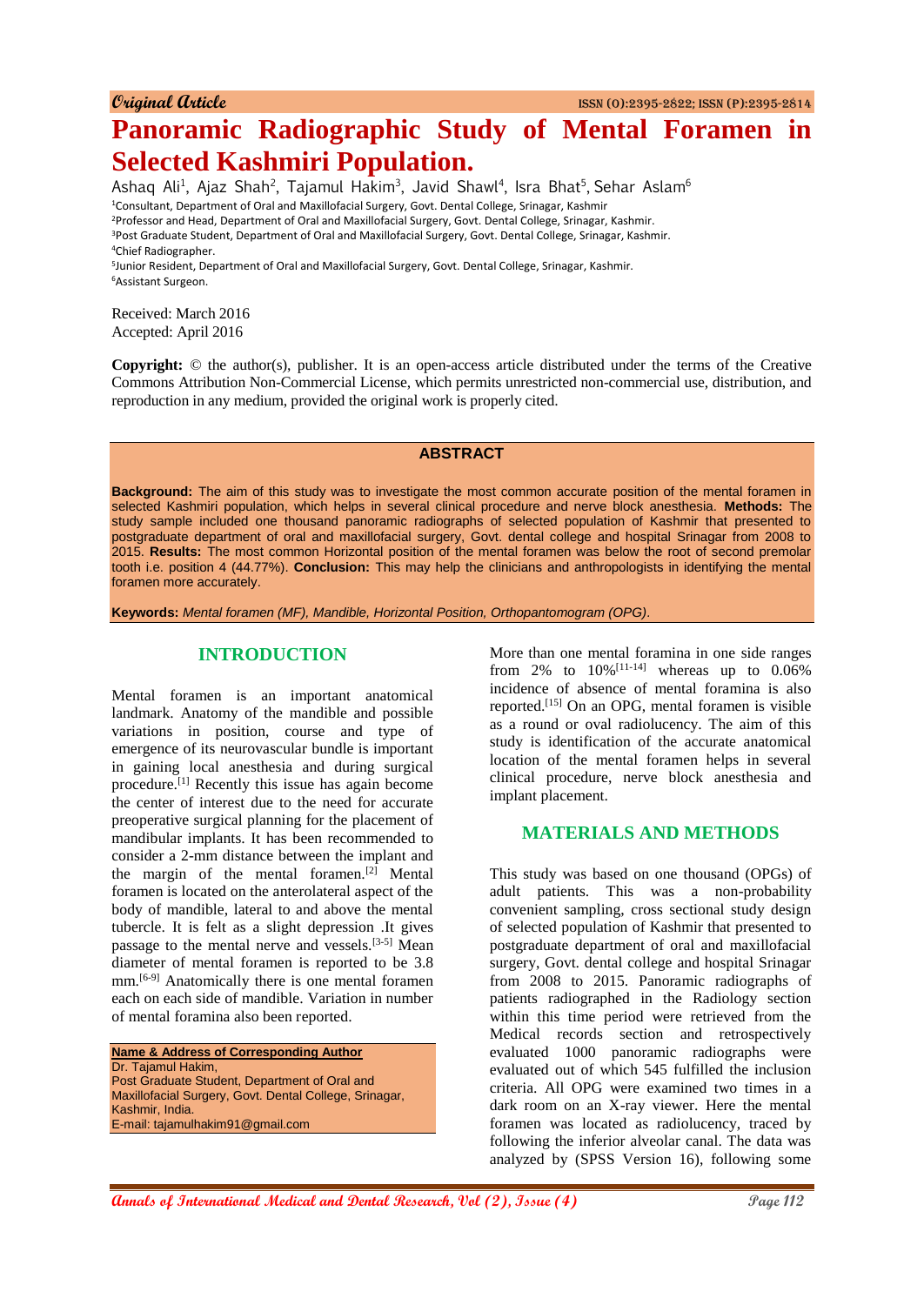Original Article

ISSN (O):2395-2822; ISSN (P):2395-2814

# Panoramic Radiographic Study of Mental Foramen in Selected Kashmiri Population.

Ashaq Ali[1], Ajaz Shah[2], Tajamul Hakim[3], Javid Shawl[4], Isra Bhat[5], Sehar Aslam[6]

[1]Consultant, Department of Oral and Maxillofacial Surgery, Govt. Dental College, Srinagar, Kashmir
[2]Professor and Head, Department of Oral and Maxillofacial Surgery, Govt. Dental College, Srinagar, Kashmir.
[3]Post Graduate Student, Department of Oral and Maxillofacial Surgery, Govt. Dental College, Srinagar, Kashmir.
[4]Chief Radiographer.
[5]Junior Resident, Department of Oral and Maxillofacial Surgery, Govt. Dental College, Srinagar, Kashmir.
[6]Assistant Surgeon.

Received: March 2016
Accepted: April 2016

**Copyright:** © the author(s), publisher. It is an open-access article distributed under the terms of the Creative Commons Attribution Non-Commercial License, which permits unrestricted non-commercial use, distribution, and reproduction in any medium, provided the original work is properly cited.

## ABSTRACT

**Background:** The aim of this study was to investigate the most common accurate position of the mental foramen in selected Kashmiri population, which helps in several clinical procedure and nerve block anesthesia. **Methods:** The study sample included one thousand panoramic radiographs of selected population of Kashmir that presented to postgraduate department of oral and maxillofacial surgery, Govt. dental college and hospital Srinagar from 2008 to 2015. **Results:** The most common Horizontal position of the mental foramen was below the root of second premolar tooth i.e. position 4 (44.77%). **Conclusion:** This may help the clinicians and anthropologists in identifying the mental foramen more accurately.

**Keywords:** *Mental foramen (MF), Mandible, Horizontal Position, Orthopantomogram (OPG).*

## INTRODUCTION

Mental foramen is an important anatomical landmark. Anatomy of the mandible and possible variations in position, course and type of emergence of its neurovascular bundle is important in gaining local anesthesia and during surgical procedure.[1] Recently this issue has again become the center of interest due to the need for accurate preoperative surgical planning for the placement of mandibular implants. It has been recommended to consider a 2-mm distance between the implant and the margin of the mental foramen.[2] Mental foramen is located on the anterolateral aspect of the body of mandible, lateral to and above the mental tubercle. It is felt as a slight depression .It gives passage to the mental nerve and vessels.[3-5] Mean diameter of mental foramen is reported to be 3.8 mm.[6-9] Anatomically there is one mental foramen each on each side of mandible. Variation in number of mental foramina also been reported.

**Name & Address of Corresponding Author**
Dr. Tajamul Hakim,
Post Graduate Student, Department of Oral and Maxillofacial Surgery, Govt. Dental College, Srinagar, Kashmir, India.
E-mail: tajamulhakim91@gmail.com

More than one mental foramina in one side ranges from 2% to 10%[11-14] whereas up to 0.06% incidence of absence of mental foramina is also reported.[15] On an OPG, mental foramen is visible as a round or oval radiolucency. The aim of this study is identification of the accurate anatomical location of the mental foramen helps in several clinical procedure, nerve block anesthesia and implant placement.

## MATERIALS AND METHODS

This study was based on one thousand (OPGs) of adult patients. This was a non-probability convenient sampling, cross sectional study design of selected population of Kashmir that presented to postgraduate department of oral and maxillofacial surgery, Govt. dental college and hospital Srinagar from 2008 to 2015. Panoramic radiographs of patients radiographed in the Radiology section within this time period were retrieved from the Medical records section and retrospectively evaluated 1000 panoramic radiographs were evaluated out of which 545 fulfilled the inclusion criteria. All OPG were examined two times in a dark room on an X-ray viewer. Here the mental foramen was located as radiolucency, traced by following the inferior alveolar canal. The data was analyzed by (SPSS Version 16), following some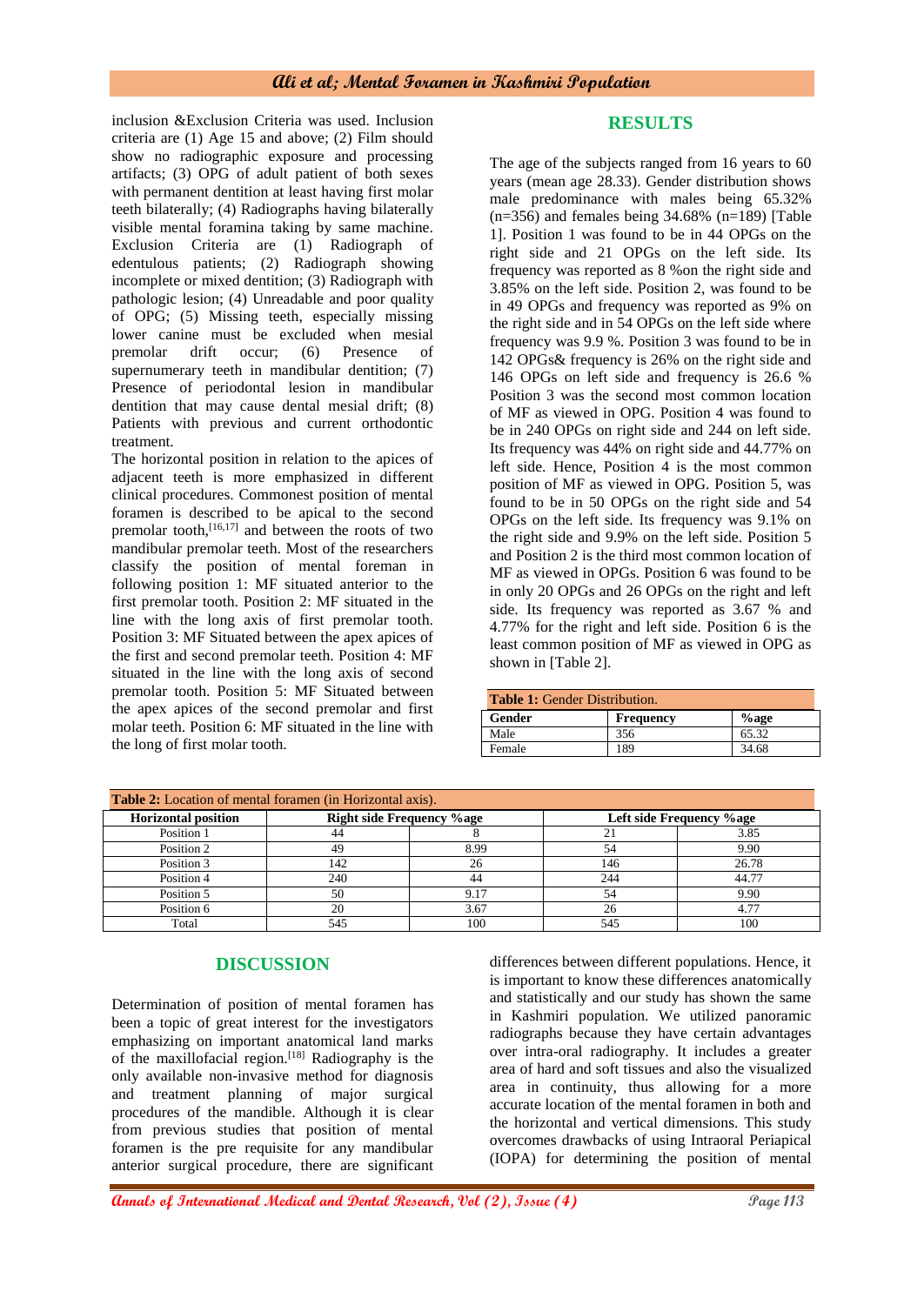inclusion &Exclusion Criteria was used. Inclusion criteria are (1) Age 15 and above; (2) Film should show no radiographic exposure and processing artifacts; (3) OPG of adult patient of both sexes with permanent dentition at least having first molar teeth bilaterally; (4) Radiographs having bilaterally visible mental foramina taking by same machine. Exclusion Criteria are (1) Radiograph of edentulous patients; (2) Radiograph showing incomplete or mixed dentition; (3) Radiograph with pathologic lesion; (4) Unreadable and poor quality of OPG; (5) Missing teeth, especially missing lower canine must be excluded when mesial premolar drift occur; (6) Presence of supernumerary teeth in mandibular dentition; (7) Presence of periodontal lesion in mandibular dentition that may cause dental mesial drift; (8) Patients with previous and current orthodontic treatment.

The horizontal position in relation to the apices of adjacent teeth is more emphasized in different clinical procedures. Commonest position of mental foramen is described to be apical to the second premolar tooth,[16,17] and between the roots of two mandibular premolar teeth. Most of the researchers classify the position of mental foreman in following position 1: MF situated anterior to the first premolar tooth. Position 2: MF situated in the line with the long axis of first premolar tooth. Position 3: MF Situated between the apex apices of the first and second premolar teeth. Position 4: MF situated in the line with the long axis of second premolar tooth. Position 5: MF Situated between the apex apices of the second premolar and first molar teeth. Position 6: MF situated in the line with the long of first molar tooth.

## RESULTS

The age of the subjects ranged from 16 years to 60 years (mean age 28.33). Gender distribution shows male predominance with males being 65.32% (n=356) and females being 34.68% (n=189) [Table 1]. Position 1 was found to be in 44 OPGs on the right side and 21 OPGs on the left side. Its frequency was reported as 8 %on the right side and 3.85% on the left side. Position 2, was found to be in 49 OPGs and frequency was reported as 9% on the right side and in 54 OPGs on the left side where frequency was 9.9 %. Position 3 was found to be in 142 OPGs& frequency is 26% on the right side and 146 OPGs on left side and frequency is 26.6 % Position 3 was the second most common location of MF as viewed in OPG. Position 4 was found to be in 240 OPGs on right side and 244 on left side. Its frequency was 44% on right side and 44.77% on left side. Hence, Position 4 is the most common position of MF as viewed in OPG. Position 5, was found to be in 50 OPGs on the right side and 54 OPGs on the left side. Its frequency was 9.1% on the right side and 9.9% on the left side. Position 5 and Position 2 is the third most common location of MF as viewed in OPGs. Position 6 was found to be in only 20 OPGs and 26 OPGs on the right and left side. Its frequency was reported as 3.67 % and 4.77% for the right and left side. Position 6 is the least common position of MF as viewed in OPG as shown in [Table 2].

**Table 1:** Gender Distribution.

| Gender | Frequency | %age |
|---|---|---|
| Male | 356 | 65.32 |
| Female | 189 | 34.68 |

**Table 2:** Location of mental foramen (in Horizontal axis).

| Horizontal position | Right side Frequency %age | | Left side Frequency %age | |
|---|---|---|---|---|
| Position 1 | 44 | 8 | 21 | 3.85 |
| Position 2 | 49 | 8.99 | 54 | 9.90 |
| Position 3 | 142 | 26 | 146 | 26.78 |
| Position 4 | 240 | 44 | 244 | 44.77 |
| Position 5 | 50 | 9.17 | 54 | 9.90 |
| Position 6 | 20 | 3.67 | 26 | 4.77 |
| Total | 545 | 100 | 545 | 100 |

## DISCUSSION

Determination of position of mental foramen has been a topic of great interest for the investigators emphasizing on important anatomical land marks of the maxillofacial region.[18] Radiography is the only available non-invasive method for diagnosis and treatment planning of major surgical procedures of the mandible. Although it is clear from previous studies that position of mental foramen is the pre requisite for any mandibular anterior surgical procedure, there are significant differences between different populations. Hence, it is important to know these differences anatomically and statistically and our study has shown the same in Kashmiri population. We utilized panoramic radiographs because they have certain advantages over intra-oral radiography. It includes a greater area of hard and soft tissues and also the visualized area in continuity, thus allowing for a more accurate location of the mental foramen in both and the horizontal and vertical dimensions. This study overcomes drawbacks of using Intraoral Periapical (IOPA) for determining the position of mental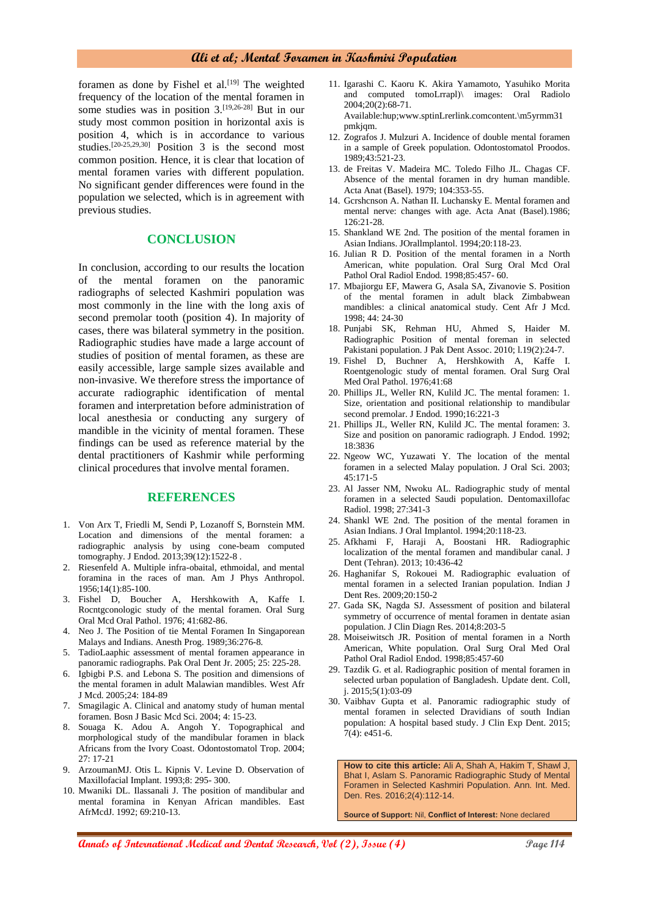foramen as done by Fishel et al.[19] The weighted frequency of the location of the mental foramen in some studies was in position 3.[19,26-28] But in our study most common position in horizontal axis is position 4, which is in accordance to various studies.[20-25,29,30] Position 3 is the second most common position. Hence, it is clear that location of mental foramen varies with different population. No significant gender differences were found in the population we selected, which is in agreement with previous studies.

## CONCLUSION

In conclusion, according to our results the location of the mental foramen on the panoramic radiographs of selected Kashmiri population was most commonly in the line with the long axis of second premolar tooth (position 4). In majority of cases, there was bilateral symmetry in the position. Radiographic studies have made a large account of studies of position of mental foramen, as these are easily accessible, large sample sizes available and non-invasive. We therefore stress the importance of accurate radiographic identification of mental foramen and interpretation before administration of local anesthesia or conducting any surgery of mandible in the vicinity of mental foramen. These findings can be used as reference material by the dental practitioners of Kashmir while performing clinical procedures that involve mental foramen.

## REFERENCES

1. Von Arx T, Friedli M, Sendi P, Lozanoff S, Bornstein MM. Location and dimensions of the mental foramen: a radiographic analysis by using cone-beam computed tomography. J Endod. 2013;39(12):1522-8 .
2. Riesenfeld A. Multiple infra-obaital, ethmoidal, and mental foramina in the races of man. Am J Phys Anthropol. 1956;14(1):85-100.
3. Fishel D, Boucher A, Hershkowith A, Kaffe I. Rocntgconologic study of the mental foramen. Oral Surg Oral Mcd Oral Pathol. 1976; 41:682-86.
4. Neo J. The Position of tie Mental Foramen In Singaporean Malays and Indians. Anesth Prog. 1989;36:276-8.
5. TadioLaaphic assessment of mental foramen appearance in panoramic radiographs. Pak Oral Dent Jr. 2005; 25: 225-28.
6. Igbigbi P.S. and Lebona S. The position and dimensions of the mental foramen in adult Malawian mandibles. West Afr J Mcd. 2005;24: 184-89
7. Smagilagic A. Clinical and anatomy study of human mental foramen. Bosn J Basic Mcd Sci. 2004; 4: 15-23.
8. Souaga K. Adou A. Angoh Y. Topographical and morphological study of the mandibular foramen in black Africans from the Ivory Coast. Odontostomatol Trop. 2004; 27: 17-21
9. ArzoumanMJ. Otis L. Kipnis V. Levine D. Observation of Maxillofacial Implant. 1993;8: 295- 300.
10. Mwaniki DL. Ilassanali J. The position of mandibular and mental foramina in Kenyan African mandibles. East AfrMcdJ. 1992; 69:210-13.
11. Igarashi C. Kaoru K. Akira Yamamoto, Yasuhiko Morita and computed tomoLrrapl)\ images: Oral Radiolo 2004;20(2):68-71. Available:hup;www.sptinLrerlink.comcontent.\m5yrmm31 pmkjqm.
12. Zografos J. Mulzuri A. Incidence of double mental foramen in a sample of Greek population. Odontostomatol Proodos. 1989;43:521-23.
13. de Freitas V. Madeira MC. Toledo Filho JL. Chagas CF. Absence of the mental foramen in dry human mandible. Acta Anat (Basel). 1979; 104:353-55.
14. Gcrshcnson A. Nathan II. Luchansky E. Mental foramen and mental nerve: changes with age. Acta Anat (Basel).1986; 126:21-28.
15. Shankland WE 2nd. The position of the mental foramen in Asian Indians. JOrallmplantol. 1994;20:118-23.
16. Julian R D. Position of the mental foramen in a North American, white population. Oral Surg Oral Mcd Oral Pathol Oral Radiol Endod. 1998;85:457- 60.
17. Mbajiorgu EF, Mawera G, Asala SA, Zivanovie S. Position of the mental foramen in adult black Zimbabwean mandibles: a clinical anatomical study. Cent Afr J Mcd. 1998; 44: 24-30
18. Punjabi SK, Rehman HU, Ahmed S, Haider M. Radiographic Position of mental foreman in selected Pakistani population. J Pak Dent Assoc. 2010; l.19(2):24-7.
19. Fishel D, Buchner A, Hershkowith A, Kaffe I. Roentgenologic study of mental foramen. Oral Surg Oral Med Oral Pathol. 1976;41:68
20. Phillips JL, Weller RN, Kulild JC. The mental foramen: 1. Size, orientation and positional relationship to mandibular second premolar. J Endod. 1990;16:221-3
21. Phillips JL, Weller RN, Kulild JC. The mental foramen: 3. Size and position on panoramic radiograph. J Endod. 1992; 18:3836
22. Ngeow WC, Yuzawati Y. The location of the mental foramen in a selected Malay population. J Oral Sci. 2003; 45:171-5
23. Al Jasser NM, Nwoku AL. Radiographic study of mental foramen in a selected Saudi population. Dentomaxillofac Radiol. 1998; 27:341-3
24. Shankl WE 2nd. The position of the mental foramen in Asian Indians. J Oral Implantol. 1994;20:118-23.
25. Afkhami F, Haraji A, Boostani HR. Radiographic localization of the mental foramen and mandibular canal. J Dent (Tehran). 2013; 10:436-42
26. Haghanifar S, Rokouei M. Radiographic evaluation of mental foramen in a selected Iranian population. Indian J Dent Res. 2009;20:150-2
27. Gada SK, Nagda SJ. Assessment of position and bilateral symmetry of occurrence of mental foramen in dentate asian population. J Clin Diagn Res. 2014;8:203-5
28. Moiseiwitsch JR. Position of mental foramen in a North American, White population. Oral Surg Oral Med Oral Pathol Oral Radiol Endod. 1998;85:457-60
29. Tazdik G. et al. Radiographic position of mental foramen in selected urban population of Bangladesh. Update dent. Coll, j. 2015;5(1):03-09
30. Vaibhav Gupta et al. Panoramic radiographic study of mental foramen in selected Dravidians of south Indian population: A hospital based study. J Clin Exp Dent. 2015; 7(4): e451-6.

**How to cite this article:** Ali A, Shah A, Hakim T, Shawl J, Bhat I, Aslam S. Panoramic Radiographic Study of Mental Foramen in Selected Kashmiri Population. Ann. Int. Med. Den. Res. 2016;2(4):112-14.

**Source of Support:** Nil, **Conflict of Interest:** None declared